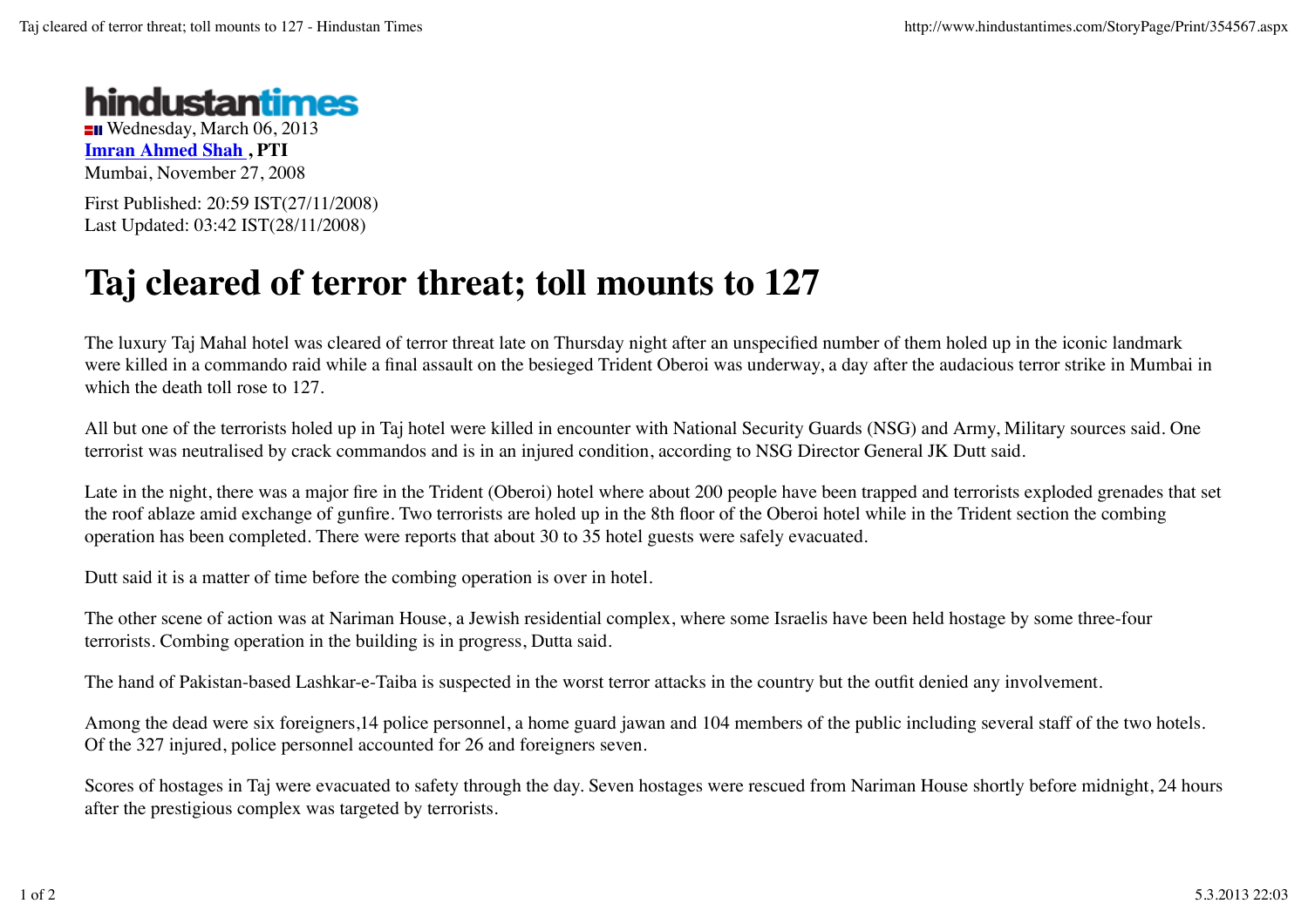hindustantimes

Wednesday, March 06, 2013

**Imran Ahmed Shah , PTI**

Mumbai, November 27, 2008

First Published: 20:59 IST(27/11/2008)
Last Updated: 03:42 IST(28/11/2008)

# Taj cleared of terror threat; toll mounts to 127

The luxury Taj Mahal hotel was cleared of terror threat late on Thursday night after an unspecified number of them holed up in the iconic landmark were killed in a commando raid while a final assault on the besieged Trident Oberoi was underway, a day after the audacious terror strike in Mumbai in which the death toll rose to 127.

All but one of the terrorists holed up in Taj hotel were killed in encounter with National Security Guards (NSG) and Army, Military sources said. One terrorist was neutralised by crack commandos and is in an injured condition, according to NSG Director General JK Dutt said.

Late in the night, there was a major fire in the Trident (Oberoi) hotel where about 200 people have been trapped and terrorists exploded grenades that set the roof ablaze amid exchange of gunfire. Two terrorists are holed up in the 8th floor of the Oberoi hotel while in the Trident section the combing operation has been completed. There were reports that about 30 to 35 hotel guests were safely evacuated.

Dutt said it is a matter of time before the combing operation is over in hotel.

The other scene of action was at Nariman House, a Jewish residential complex, where some Israelis have been held hostage by some three-four terrorists. Combing operation in the building is in progress, Dutta said.

The hand of Pakistan-based Lashkar-e-Taiba is suspected in the worst terror attacks in the country but the outfit denied any involvement.

Among the dead were six foreigners,14 police personnel, a home guard jawan and 104 members of the public including several staff of the two hotels. Of the 327 injured, police personnel accounted for 26 and foreigners seven.

Scores of hostages in Taj were evacuated to safety through the day. Seven hostages were rescued from Nariman House shortly before midnight, 24 hours after the prestigious complex was targeted by terrorists.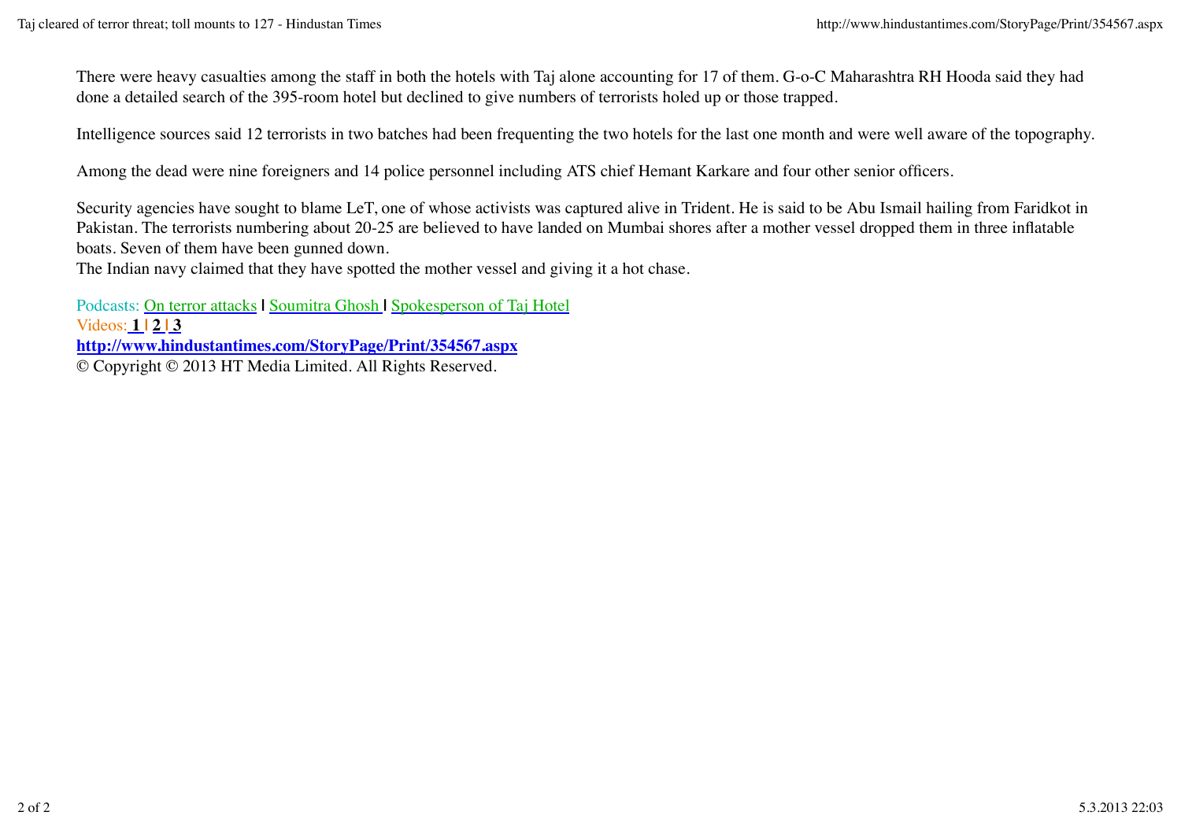There were heavy casualties among the staff in both the hotels with Taj alone accounting for 17 of them. G-o-C Maharashtra RH Hooda said they had done a detailed search of the 395-room hotel but declined to give numbers of terrorists holed up or those trapped.

Intelligence sources said 12 terrorists in two batches had been frequenting the two hotels for the last one month and were well aware of the topography.

Among the dead were nine foreigners and 14 police personnel including ATS chief Hemant Karkare and four other senior officers.

Security agencies have sought to blame LeT, one of whose activists was captured alive in Trident. He is said to be Abu Ismail hailing from Faridkot in Pakistan. The terrorists numbering about 20-25 are believed to have landed on Mumbai shores after a mother vessel dropped them in three inflatable boats. Seven of them have been gunned down.
The Indian navy claimed that they have spotted the mother vessel and giving it a hot chase.

Podcasts: On terror attacks | Soumitra Ghosh | Spokesperson of Taj Hotel
Videos: **1** | **2** | **3**
**http://www.hindustantimes.com/StoryPage/Print/354567.aspx**
© Copyright © 2013 HT Media Limited. All Rights Reserved.